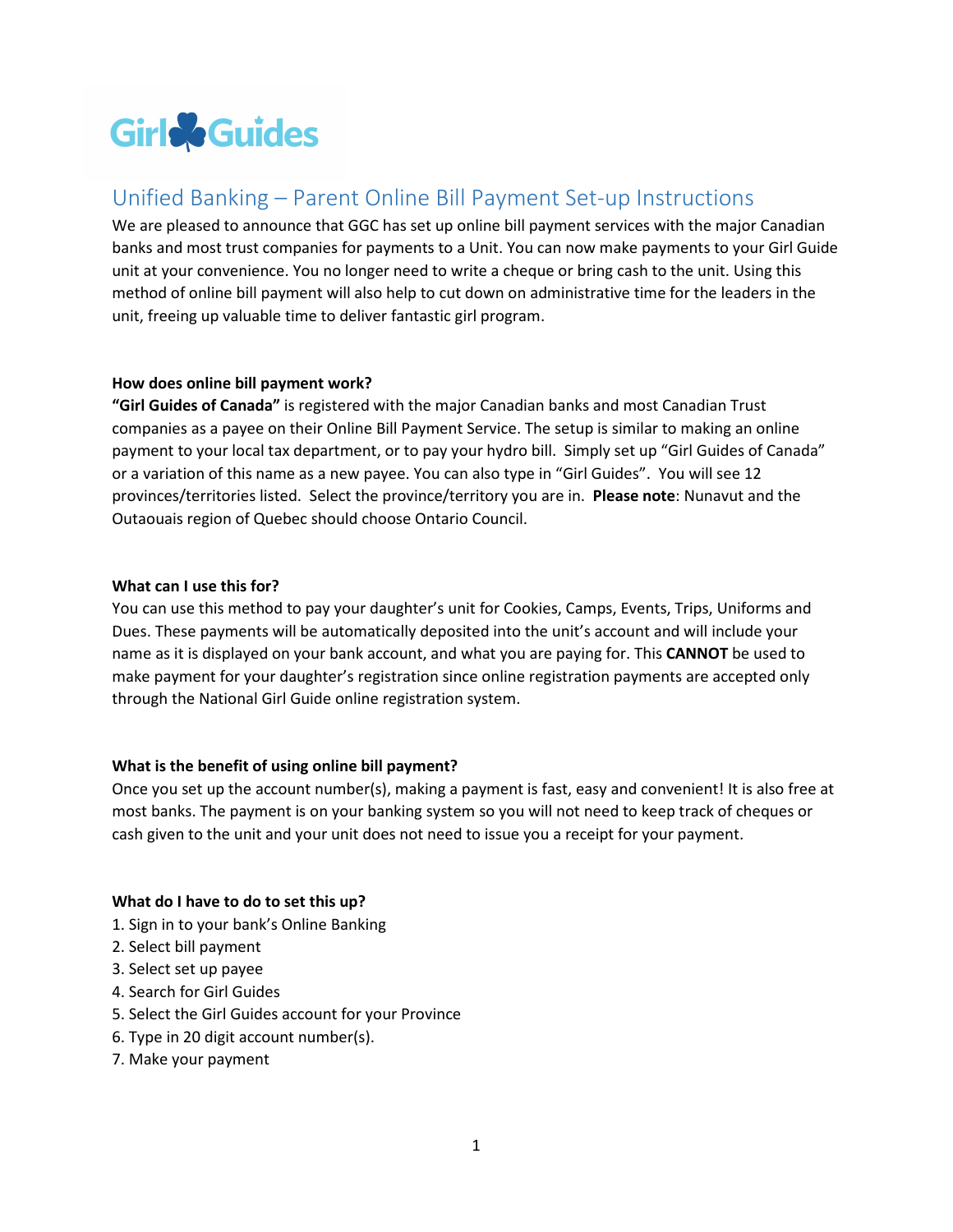# Unified Banking – Parent Online Bill Payment Set-up Instructions

We are pleased to announce that GGC has set up online bill payment services with the major Canadian banks and most trust companies for payments to a Unit. You can now make payments to your Girl Guide unit at your convenience. You no longer need to write a cheque or bring cash to the unit. Using this method of online bill payment will also help to cut down on administrative time for the leaders in the unit, freeing up valuable time to deliver fantastic girl program.

**How does online bill payment work?**

**"Girl Guides of Canada"** is registered with the major Canadian banks and most Canadian Trust companies as a payee on their Online Bill Payment Service. The setup is similar to making an online payment to your local tax department, or to pay your hydro bill. Simply set up "Girl Guides of Canada" or a variation of this name as a new payee. You can also type in "Girl Guides". You will see 12 provinces/territories listed. Select the province/territory you are in. **Please note**: Nunavut and the Outaouais region of Quebec should choose Ontario Council.

**What can I use this for?**

You can use this method to pay your daughter's unit for Cookies, Camps, Events, Trips, Uniforms and Dues. These payments will be automatically deposited into the unit's account and will include your name as it is displayed on your bank account, and what you are paying for. This **CANNOT** be used to make payment for your daughter's registration since online registration payments are accepted only through the National Girl Guide online registration system.

**What is the benefit of using online bill payment?**

Once you set up the account number(s), making a payment is fast, easy and convenient! It is also free at most banks. The payment is on your banking system so you will not need to keep track of cheques or cash given to the unit and your unit does not need to issue you a receipt for your payment.

**What do I have to do to set this up?**

1. Sign in to your bank's Online Banking
2. Select bill payment
3. Select set up payee
4. Search for Girl Guides
5. Select the Girl Guides account for your Province
6. Type in 20 digit account number(s).
7. Make your payment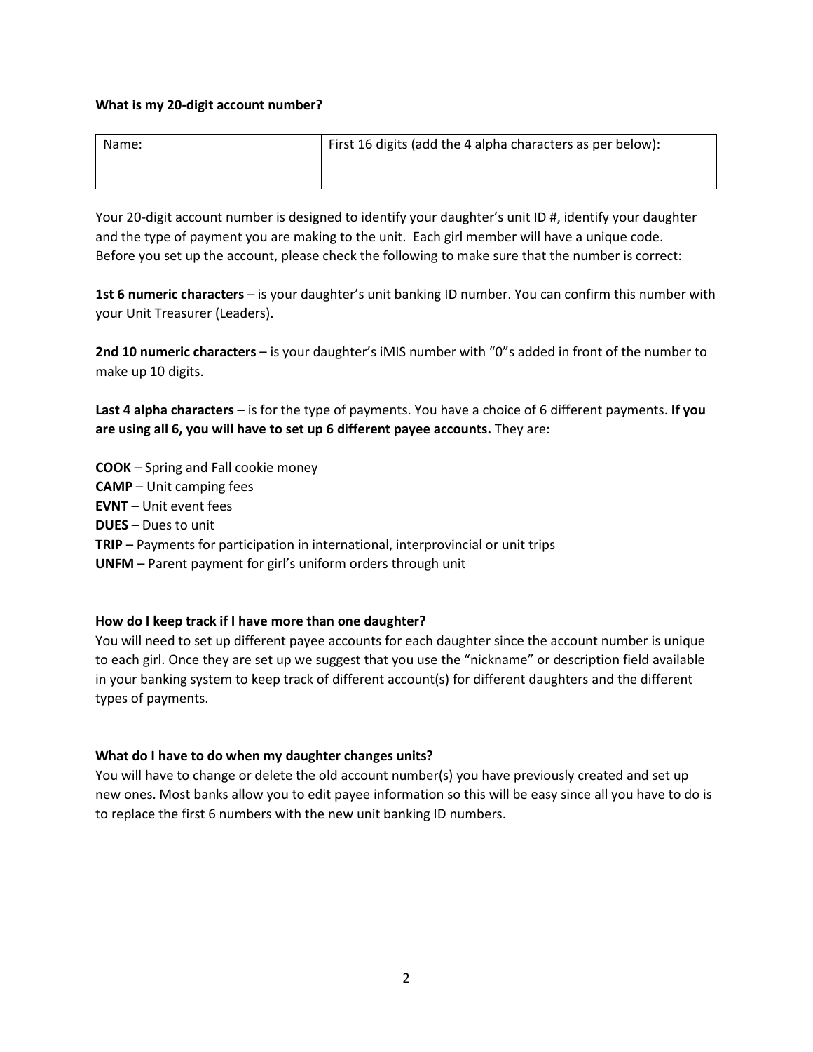**What is my 20-digit account number?**

| Name: | First 16 digits (add the 4 alpha characters as per below): |
|---|---|
| | |

Your 20-digit account number is designed to identify your daughter's unit ID #, identify your daughter and the type of payment you are making to the unit. Each girl member will have a unique code. Before you set up the account, please check the following to make sure that the number is correct:

**1st 6 numeric characters** – is your daughter's unit banking ID number. You can confirm this number with your Unit Treasurer (Leaders).

**2nd 10 numeric characters** – is your daughter's iMIS number with "0"s added in front of the number to make up 10 digits.

**Last 4 alpha characters** – is for the type of payments. You have a choice of 6 different payments. **If you are using all 6, you will have to set up 6 different payee accounts.** They are:

**COOK** – Spring and Fall cookie money
**CAMP** – Unit camping fees
**EVNT** – Unit event fees
**DUES** – Dues to unit
**TRIP** – Payments for participation in international, interprovincial or unit trips
**UNFM** – Parent payment for girl's uniform orders through unit

**How do I keep track if I have more than one daughter?**

You will need to set up different payee accounts for each daughter since the account number is unique to each girl. Once they are set up we suggest that you use the "nickname" or description field available in your banking system to keep track of different account(s) for different daughters and the different types of payments.

**What do I have to do when my daughter changes units?**

You will have to change or delete the old account number(s) you have previously created and set up new ones. Most banks allow you to edit payee information so this will be easy since all you have to do is to replace the first 6 numbers with the new unit banking ID numbers.